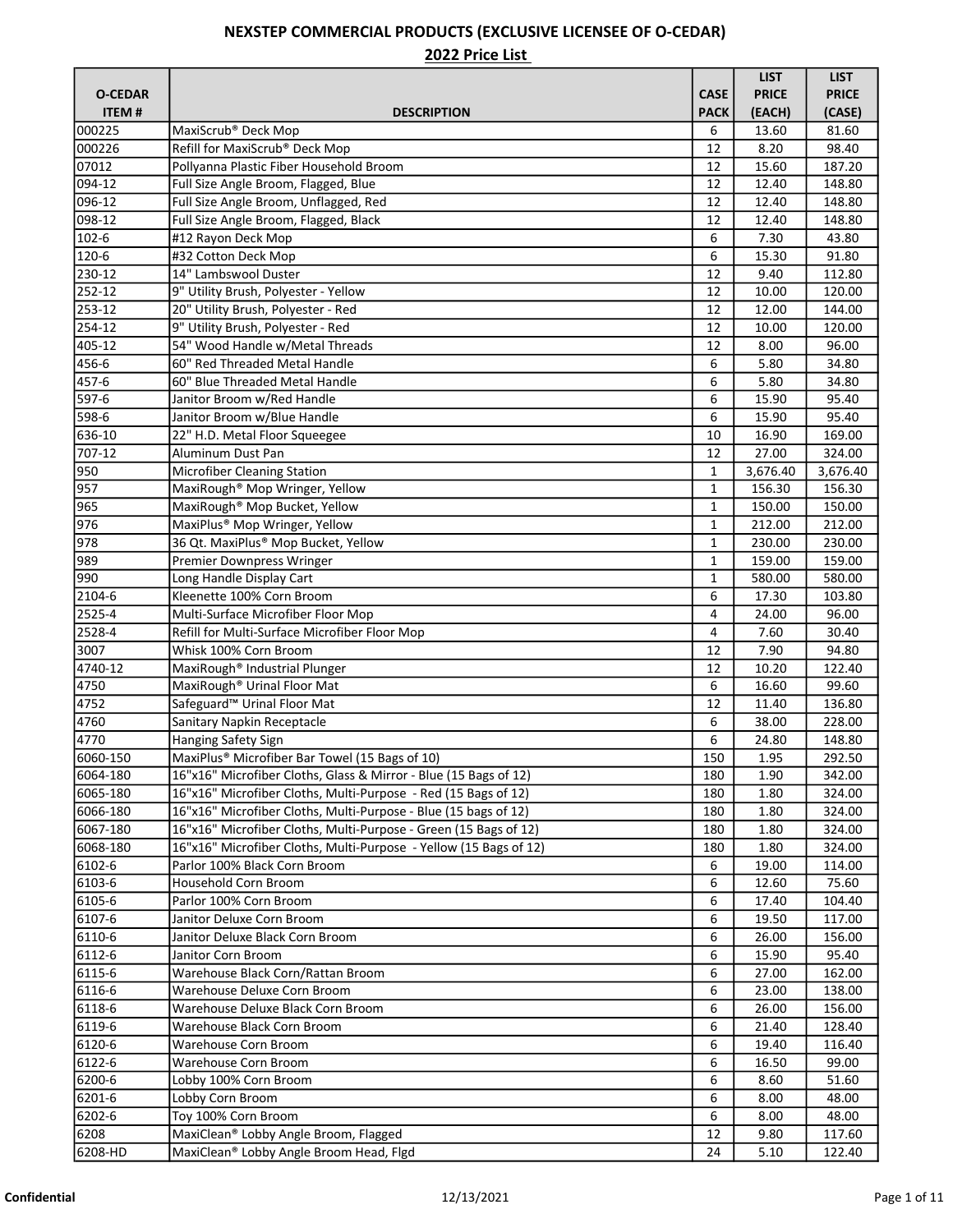# NEXSTEP COMMERCIAL PRODUCTS (EXCLUSIVE LICENSEE OF O-CEDAR)

## 2022 Price List

| O-CEDAR ITEM # | DESCRIPTION | CASE PACK | LIST PRICE (EACH) | LIST PRICE (CASE) |
|---|---|---|---|---|
| 000225 | MaxiScrub® Deck Mop | 6 | 13.60 | 81.60 |
| 000226 | Refill for MaxiScrub® Deck Mop | 12 | 8.20 | 98.40 |
| 07012 | Pollyanna Plastic Fiber Household Broom | 12 | 15.60 | 187.20 |
| 094-12 | Full Size Angle Broom, Flagged, Blue | 12 | 12.40 | 148.80 |
| 096-12 | Full Size Angle Broom, Unflagged, Red | 12 | 12.40 | 148.80 |
| 098-12 | Full Size Angle Broom, Flagged, Black | 12 | 12.40 | 148.80 |
| 102-6 | #12 Rayon Deck Mop | 6 | 7.30 | 43.80 |
| 120-6 | #32 Cotton Deck Mop | 6 | 15.30 | 91.80 |
| 230-12 | 14" Lambswool Duster | 12 | 9.40 | 112.80 |
| 252-12 | 9" Utility Brush, Polyester - Yellow | 12 | 10.00 | 120.00 |
| 253-12 | 20" Utility Brush, Polyester - Red | 12 | 12.00 | 144.00 |
| 254-12 | 9" Utility Brush, Polyester - Red | 12 | 10.00 | 120.00 |
| 405-12 | 54" Wood Handle w/Metal Threads | 12 | 8.00 | 96.00 |
| 456-6 | 60" Red Threaded Metal Handle | 6 | 5.80 | 34.80 |
| 457-6 | 60" Blue Threaded Metal Handle | 6 | 5.80 | 34.80 |
| 597-6 | Janitor Broom w/Red Handle | 6 | 15.90 | 95.40 |
| 598-6 | Janitor Broom w/Blue Handle | 6 | 15.90 | 95.40 |
| 636-10 | 22" H.D. Metal Floor Squeegee | 10 | 16.90 | 169.00 |
| 707-12 | Aluminum Dust Pan | 12 | 27.00 | 324.00 |
| 950 | Microfiber Cleaning Station | 1 | 3,676.40 | 3,676.40 |
| 957 | MaxiRough® Mop Wringer, Yellow | 1 | 156.30 | 156.30 |
| 965 | MaxiRough® Mop Bucket, Yellow | 1 | 150.00 | 150.00 |
| 976 | MaxiPlus® Mop Wringer, Yellow | 1 | 212.00 | 212.00 |
| 978 | 36 Qt. MaxiPlus® Mop Bucket, Yellow | 1 | 230.00 | 230.00 |
| 989 | Premier Downpress Wringer | 1 | 159.00 | 159.00 |
| 990 | Long Handle Display Cart | 1 | 580.00 | 580.00 |
| 2104-6 | Kleenette 100% Corn Broom | 6 | 17.30 | 103.80 |
| 2525-4 | Multi-Surface Microfiber Floor Mop | 4 | 24.00 | 96.00 |
| 2528-4 | Refill for Multi-Surface Microfiber Floor Mop | 4 | 7.60 | 30.40 |
| 3007 | Whisk 100% Corn Broom | 12 | 7.90 | 94.80 |
| 4740-12 | MaxiRough® Industrial Plunger | 12 | 10.20 | 122.40 |
| 4750 | MaxiRough® Urinal Floor Mat | 6 | 16.60 | 99.60 |
| 4752 | Safeguard™ Urinal Floor Mat | 12 | 11.40 | 136.80 |
| 4760 | Sanitary Napkin Receptacle | 6 | 38.00 | 228.00 |
| 4770 | Hanging Safety Sign | 6 | 24.80 | 148.80 |
| 6060-150 | MaxiPlus® Microfiber Bar Towel (15 Bags of 10) | 150 | 1.95 | 292.50 |
| 6064-180 | 16"x16" Microfiber Cloths, Glass & Mirror - Blue (15 Bags of 12) | 180 | 1.90 | 342.00 |
| 6065-180 | 16"x16" Microfiber Cloths, Multi-Purpose - Red (15 Bags of 12) | 180 | 1.80 | 324.00 |
| 6066-180 | 16"x16" Microfiber Cloths, Multi-Purpose - Blue (15 bags of 12) | 180 | 1.80 | 324.00 |
| 6067-180 | 16"x16" Microfiber Cloths, Multi-Purpose - Green (15 Bags of 12) | 180 | 1.80 | 324.00 |
| 6068-180 | 16"x16" Microfiber Cloths, Multi-Purpose - Yellow (15 Bags of 12) | 180 | 1.80 | 324.00 |
| 6102-6 | Parlor 100% Black Corn Broom | 6 | 19.00 | 114.00 |
| 6103-6 | Household Corn Broom | 6 | 12.60 | 75.60 |
| 6105-6 | Parlor 100% Corn Broom | 6 | 17.40 | 104.40 |
| 6107-6 | Janitor Deluxe Corn Broom | 6 | 19.50 | 117.00 |
| 6110-6 | Janitor Deluxe Black Corn Broom | 6 | 26.00 | 156.00 |
| 6112-6 | Janitor Corn Broom | 6 | 15.90 | 95.40 |
| 6115-6 | Warehouse Black Corn/Rattan Broom | 6 | 27.00 | 162.00 |
| 6116-6 | Warehouse Deluxe Corn Broom | 6 | 23.00 | 138.00 |
| 6118-6 | Warehouse Deluxe Black Corn Broom | 6 | 26.00 | 156.00 |
| 6119-6 | Warehouse Black Corn Broom | 6 | 21.40 | 128.40 |
| 6120-6 | Warehouse Corn Broom | 6 | 19.40 | 116.40 |
| 6122-6 | Warehouse Corn Broom | 6 | 16.50 | 99.00 |
| 6200-6 | Lobby 100% Corn Broom | 6 | 8.60 | 51.60 |
| 6201-6 | Lobby Corn Broom | 6 | 8.00 | 48.00 |
| 6202-6 | Toy 100% Corn Broom | 6 | 8.00 | 48.00 |
| 6208 | MaxiClean® Lobby Angle Broom, Flagged | 12 | 9.80 | 117.60 |
| 6208-HD | MaxiClean® Lobby Angle Broom Head, Flgd | 24 | 5.10 | 122.40 |

Confidential 12/13/2021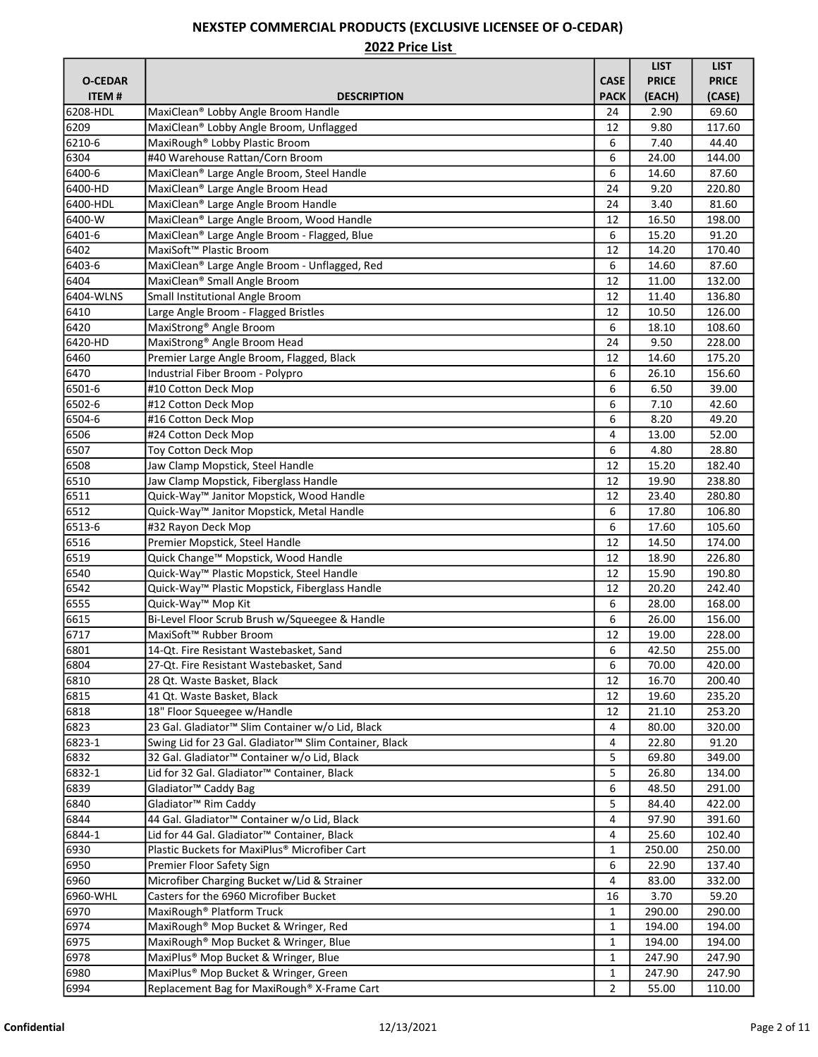# NEXSTEP COMMERCIAL PRODUCTS (EXCLUSIVE LICENSEE OF O-CEDAR)

## 2022 Price List

| O-CEDAR ITEM # | DESCRIPTION | CASE PACK | LIST PRICE (EACH) | LIST PRICE (CASE) |
|---|---|---|---|---|
| 6208-HDL | MaxiClean® Lobby Angle Broom Handle | 24 | 2.90 | 69.60 |
| 6209 | MaxiClean® Lobby Angle Broom, Unflagged | 12 | 9.80 | 117.60 |
| 6210-6 | MaxiRough® Lobby Plastic Broom | 6 | 7.40 | 44.40 |
| 6304 | #40 Warehouse Rattan/Corn Broom | 6 | 24.00 | 144.00 |
| 6400-6 | MaxiClean® Large Angle Broom, Steel Handle | 6 | 14.60 | 87.60 |
| 6400-HD | MaxiClean® Large Angle Broom Head | 24 | 9.20 | 220.80 |
| 6400-HDL | MaxiClean® Large Angle Broom Handle | 24 | 3.40 | 81.60 |
| 6400-W | MaxiClean® Large Angle Broom, Wood Handle | 12 | 16.50 | 198.00 |
| 6401-6 | MaxiClean® Large Angle Broom - Flagged, Blue | 6 | 15.20 | 91.20 |
| 6402 | MaxiSoft™ Plastic Broom | 12 | 14.20 | 170.40 |
| 6403-6 | MaxiClean® Large Angle Broom - Unflagged, Red | 6 | 14.60 | 87.60 |
| 6404 | MaxiClean® Small Angle Broom | 12 | 11.00 | 132.00 |
| 6404-WLNS | Small Institutional Angle Broom | 12 | 11.40 | 136.80 |
| 6410 | Large Angle Broom - Flagged Bristles | 12 | 10.50 | 126.00 |
| 6420 | MaxiStrong® Angle Broom | 6 | 18.10 | 108.60 |
| 6420-HD | MaxiStrong® Angle Broom Head | 24 | 9.50 | 228.00 |
| 6460 | Premier Large Angle Broom, Flagged, Black | 12 | 14.60 | 175.20 |
| 6470 | Industrial Fiber Broom - Polypro | 6 | 26.10 | 156.60 |
| 6501-6 | #10 Cotton Deck Mop | 6 | 6.50 | 39.00 |
| 6502-6 | #12 Cotton Deck Mop | 6 | 7.10 | 42.60 |
| 6504-6 | #16 Cotton Deck Mop | 6 | 8.20 | 49.20 |
| 6506 | #24 Cotton Deck Mop | 4 | 13.00 | 52.00 |
| 6507 | Toy Cotton Deck Mop | 6 | 4.80 | 28.80 |
| 6508 | Jaw Clamp Mopstick, Steel Handle | 12 | 15.20 | 182.40 |
| 6510 | Jaw Clamp Mopstick, Fiberglass Handle | 12 | 19.90 | 238.80 |
| 6511 | Quick-Way™ Janitor Mopstick, Wood Handle | 12 | 23.40 | 280.80 |
| 6512 | Quick-Way™ Janitor Mopstick, Metal Handle | 6 | 17.80 | 106.80 |
| 6513-6 | #32 Rayon Deck Mop | 6 | 17.60 | 105.60 |
| 6516 | Premier Mopstick, Steel Handle | 12 | 14.50 | 174.00 |
| 6519 | Quick Change™ Mopstick, Wood Handle | 12 | 18.90 | 226.80 |
| 6540 | Quick-Way™ Plastic Mopstick, Steel Handle | 12 | 15.90 | 190.80 |
| 6542 | Quick-Way™ Plastic Mopstick, Fiberglass Handle | 12 | 20.20 | 242.40 |
| 6555 | Quick-Way™ Mop Kit | 6 | 28.00 | 168.00 |
| 6615 | Bi-Level Floor Scrub Brush w/Squeegee & Handle | 6 | 26.00 | 156.00 |
| 6717 | MaxiSoft™ Rubber Broom | 12 | 19.00 | 228.00 |
| 6801 | 14-Qt. Fire Resistant Wastebasket, Sand | 6 | 42.50 | 255.00 |
| 6804 | 27-Qt. Fire Resistant Wastebasket, Sand | 6 | 70.00 | 420.00 |
| 6810 | 28 Qt. Waste Basket, Black | 12 | 16.70 | 200.40 |
| 6815 | 41 Qt. Waste Basket, Black | 12 | 19.60 | 235.20 |
| 6818 | 18" Floor Squeegee w/Handle | 12 | 21.10 | 253.20 |
| 6823 | 23 Gal. Gladiator™ Slim Container w/o Lid, Black | 4 | 80.00 | 320.00 |
| 6823-1 | Swing Lid for 23 Gal. Gladiator™ Slim Container, Black | 4 | 22.80 | 91.20 |
| 6832 | 32 Gal. Gladiator™ Container w/o Lid, Black | 5 | 69.80 | 349.00 |
| 6832-1 | Lid for 32 Gal. Gladiator™ Container, Black | 5 | 26.80 | 134.00 |
| 6839 | Gladiator™ Caddy Bag | 6 | 48.50 | 291.00 |
| 6840 | Gladiator™ Rim Caddy | 5 | 84.40 | 422.00 |
| 6844 | 44 Gal. Gladiator™ Container w/o Lid, Black | 4 | 97.90 | 391.60 |
| 6844-1 | Lid for 44 Gal. Gladiator™ Container, Black | 4 | 25.60 | 102.40 |
| 6930 | Plastic Buckets for MaxiPlus® Microfiber Cart | 1 | 250.00 | 250.00 |
| 6950 | Premier Floor Safety Sign | 6 | 22.90 | 137.40 |
| 6960 | Microfiber Charging Bucket w/Lid & Strainer | 4 | 83.00 | 332.00 |
| 6960-WHL | Casters for the 6960 Microfiber Bucket | 16 | 3.70 | 59.20 |
| 6970 | MaxiRough® Platform Truck | 1 | 290.00 | 290.00 |
| 6974 | MaxiRough® Mop Bucket & Wringer, Red | 1 | 194.00 | 194.00 |
| 6975 | MaxiRough® Mop Bucket & Wringer, Blue | 1 | 194.00 | 194.00 |
| 6978 | MaxiPlus® Mop Bucket & Wringer, Blue | 1 | 247.90 | 247.90 |
| 6980 | MaxiPlus® Mop Bucket & Wringer, Green | 1 | 247.90 | 247.90 |
| 6994 | Replacement Bag for MaxiRough® X-Frame Cart | 2 | 55.00 | 110.00 |

Confidential 12/13/2021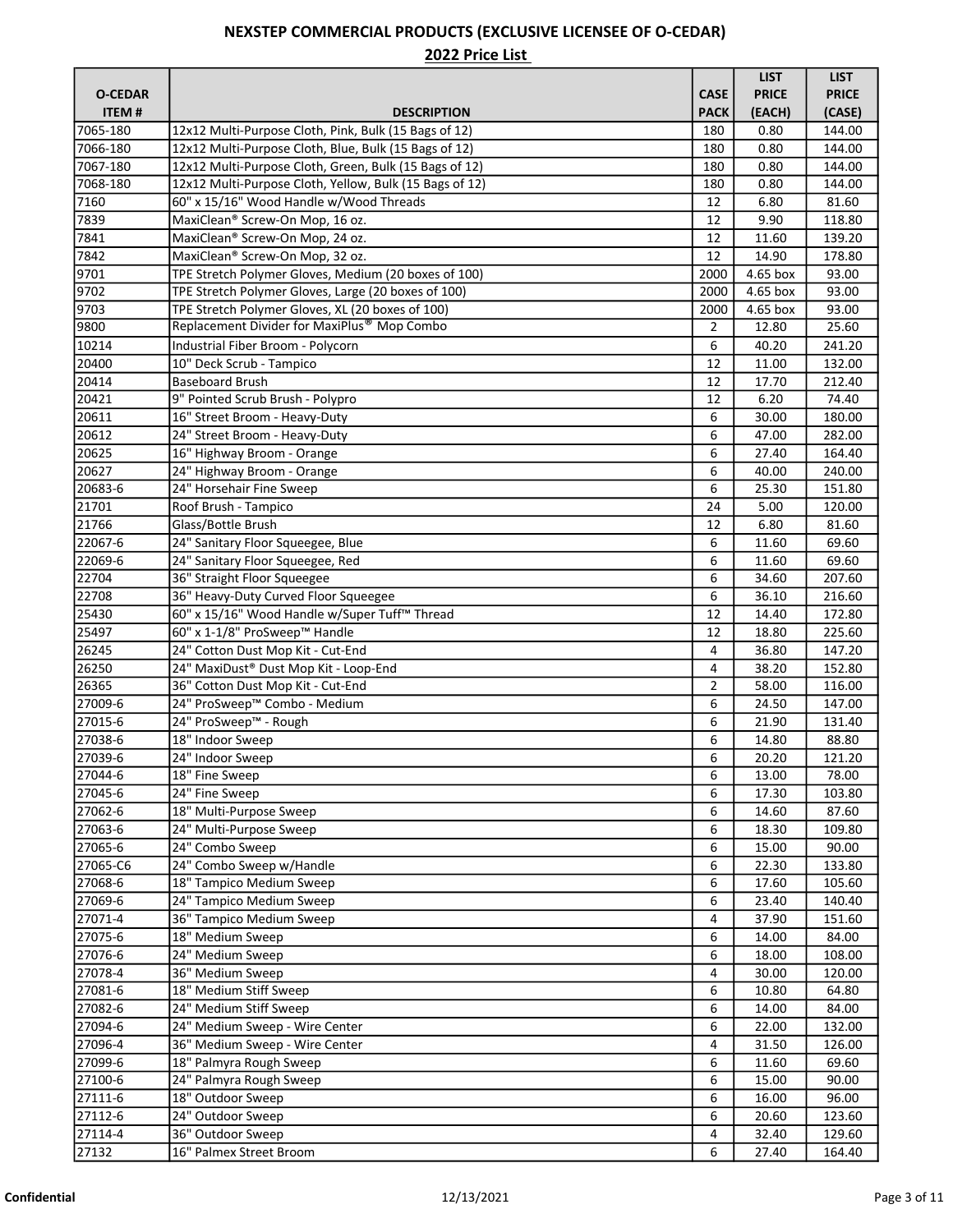# NEXSTEP COMMERCIAL PRODUCTS (EXCLUSIVE LICENSEE OF O-CEDAR)

## 2022 Price List

| O-CEDAR ITEM # | DESCRIPTION | CASE PACK | LIST PRICE (EACH) | LIST PRICE (CASE) |
|---|---|---|---|---|
| 7065-180 | 12x12 Multi-Purpose Cloth, Pink, Bulk (15 Bags of 12) | 180 | 0.80 | 144.00 |
| 7066-180 | 12x12 Multi-Purpose Cloth, Blue, Bulk (15 Bags of 12) | 180 | 0.80 | 144.00 |
| 7067-180 | 12x12 Multi-Purpose Cloth, Green, Bulk (15 Bags of 12) | 180 | 0.80 | 144.00 |
| 7068-180 | 12x12 Multi-Purpose Cloth, Yellow, Bulk (15 Bags of 12) | 180 | 0.80 | 144.00 |
| 7160 | 60" x 15/16" Wood Handle w/Wood Threads | 12 | 6.80 | 81.60 |
| 7839 | MaxiClean® Screw-On Mop, 16 oz. | 12 | 9.90 | 118.80 |
| 7841 | MaxiClean® Screw-On Mop, 24 oz. | 12 | 11.60 | 139.20 |
| 7842 | MaxiClean® Screw-On Mop, 32 oz. | 12 | 14.90 | 178.80 |
| 9701 | TPE Stretch Polymer Gloves, Medium (20 boxes of 100) | 2000 | 4.65 box | 93.00 |
| 9702 | TPE Stretch Polymer Gloves, Large (20 boxes of 100) | 2000 | 4.65 box | 93.00 |
| 9703 | TPE Stretch Polymer Gloves, XL (20 boxes of 100) | 2000 | 4.65 box | 93.00 |
| 9800 | Replacement Divider for MaxiPlus® Mop Combo | 2 | 12.80 | 25.60 |
| 10214 | Industrial Fiber Broom - Polycorn | 6 | 40.20 | 241.20 |
| 20400 | 10" Deck Scrub - Tampico | 12 | 11.00 | 132.00 |
| 20414 | Baseboard Brush | 12 | 17.70 | 212.40 |
| 20421 | 9" Pointed Scrub Brush - Polypro | 12 | 6.20 | 74.40 |
| 20611 | 16" Street Broom - Heavy-Duty | 6 | 30.00 | 180.00 |
| 20612 | 24" Street Broom - Heavy-Duty | 6 | 47.00 | 282.00 |
| 20625 | 16" Highway Broom - Orange | 6 | 27.40 | 164.40 |
| 20627 | 24" Highway Broom - Orange | 6 | 40.00 | 240.00 |
| 20683-6 | 24" Horsehair Fine Sweep | 6 | 25.30 | 151.80 |
| 21701 | Roof Brush - Tampico | 24 | 5.00 | 120.00 |
| 21766 | Glass/Bottle Brush | 12 | 6.80 | 81.60 |
| 22067-6 | 24" Sanitary Floor Squeegee, Blue | 6 | 11.60 | 69.60 |
| 22069-6 | 24" Sanitary Floor Squeegee, Red | 6 | 11.60 | 69.60 |
| 22704 | 36" Straight Floor Squeegee | 6 | 34.60 | 207.60 |
| 22708 | 36" Heavy-Duty Curved Floor Squeegee | 6 | 36.10 | 216.60 |
| 25430 | 60" x 15/16" Wood Handle w/Super Tuff™ Thread | 12 | 14.40 | 172.80 |
| 25497 | 60" x 1-1/8" ProSweep™ Handle | 12 | 18.80 | 225.60 |
| 26245 | 24" Cotton Dust Mop Kit - Cut-End | 4 | 36.80 | 147.20 |
| 26250 | 24" MaxiDust® Dust Mop Kit - Loop-End | 4 | 38.20 | 152.80 |
| 26365 | 36" Cotton Dust Mop Kit - Cut-End | 2 | 58.00 | 116.00 |
| 27009-6 | 24" ProSweep™ Combo - Medium | 6 | 24.50 | 147.00 |
| 27015-6 | 24" ProSweep™ - Rough | 6 | 21.90 | 131.40 |
| 27038-6 | 18" Indoor Sweep | 6 | 14.80 | 88.80 |
| 27039-6 | 24" Indoor Sweep | 6 | 20.20 | 121.20 |
| 27044-6 | 18" Fine Sweep | 6 | 13.00 | 78.00 |
| 27045-6 | 24" Fine Sweep | 6 | 17.30 | 103.80 |
| 27062-6 | 18" Multi-Purpose Sweep | 6 | 14.60 | 87.60 |
| 27063-6 | 24" Multi-Purpose Sweep | 6 | 18.30 | 109.80 |
| 27065-6 | 24" Combo Sweep | 6 | 15.00 | 90.00 |
| 27065-C6 | 24" Combo Sweep w/Handle | 6 | 22.30 | 133.80 |
| 27068-6 | 18" Tampico Medium Sweep | 6 | 17.60 | 105.60 |
| 27069-6 | 24" Tampico Medium Sweep | 6 | 23.40 | 140.40 |
| 27071-4 | 36" Tampico Medium Sweep | 4 | 37.90 | 151.60 |
| 27075-6 | 18" Medium Sweep | 6 | 14.00 | 84.00 |
| 27076-6 | 24" Medium Sweep | 6 | 18.00 | 108.00 |
| 27078-4 | 36" Medium Sweep | 4 | 30.00 | 120.00 |
| 27081-6 | 18" Medium Stiff Sweep | 6 | 10.80 | 64.80 |
| 27082-6 | 24" Medium Stiff Sweep | 6 | 14.00 | 84.00 |
| 27094-6 | 24" Medium Sweep - Wire Center | 6 | 22.00 | 132.00 |
| 27096-4 | 36" Medium Sweep - Wire Center | 4 | 31.50 | 126.00 |
| 27099-6 | 18" Palmyra Rough Sweep | 6 | 11.60 | 69.60 |
| 27100-6 | 24" Palmyra Rough Sweep | 6 | 15.00 | 90.00 |
| 27111-6 | 18" Outdoor Sweep | 6 | 16.00 | 96.00 |
| 27112-6 | 24" Outdoor Sweep | 6 | 20.60 | 123.60 |
| 27114-4 | 36" Outdoor Sweep | 4 | 32.40 | 129.60 |
| 27132 | 16" Palmex Street Broom | 6 | 27.40 | 164.40 |

**Confidential** 12/13/2021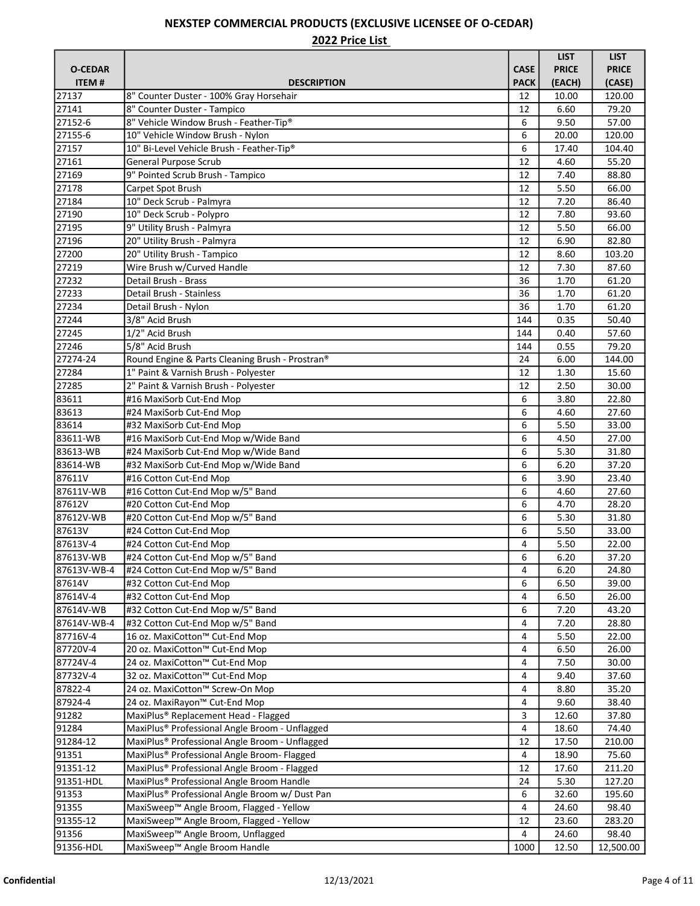# NEXSTEP COMMERCIAL PRODUCTS (EXCLUSIVE LICENSEE OF O-CEDAR)

## 2022 Price List

| O-CEDAR ITEM # | DESCRIPTION | CASE PACK | LIST PRICE (EACH) | LIST PRICE (CASE) |
|---|---|---|---|---|
| 27137 | 8" Counter Duster - 100% Gray Horsehair | 12 | 10.00 | 120.00 |
| 27141 | 8" Counter Duster - Tampico | 12 | 6.60 | 79.20 |
| 27152-6 | 8" Vehicle Window Brush - Feather-Tip® | 6 | 9.50 | 57.00 |
| 27155-6 | 10" Vehicle Window Brush - Nylon | 6 | 20.00 | 120.00 |
| 27157 | 10" Bi-Level Vehicle Brush - Feather-Tip® | 6 | 17.40 | 104.40 |
| 27161 | General Purpose Scrub | 12 | 4.60 | 55.20 |
| 27169 | 9" Pointed Scrub Brush - Tampico | 12 | 7.40 | 88.80 |
| 27178 | Carpet Spot Brush | 12 | 5.50 | 66.00 |
| 27184 | 10" Deck Scrub - Palmyra | 12 | 7.20 | 86.40 |
| 27190 | 10" Deck Scrub - Polypro | 12 | 7.80 | 93.60 |
| 27195 | 9" Utility Brush - Palmyra | 12 | 5.50 | 66.00 |
| 27196 | 20" Utility Brush - Palmyra | 12 | 6.90 | 82.80 |
| 27200 | 20" Utility Brush - Tampico | 12 | 8.60 | 103.20 |
| 27219 | Wire Brush w/Curved Handle | 12 | 7.30 | 87.60 |
| 27232 | Detail Brush - Brass | 36 | 1.70 | 61.20 |
| 27233 | Detail Brush - Stainless | 36 | 1.70 | 61.20 |
| 27234 | Detail Brush - Nylon | 36 | 1.70 | 61.20 |
| 27244 | 3/8" Acid Brush | 144 | 0.35 | 50.40 |
| 27245 | 1/2" Acid Brush | 144 | 0.40 | 57.60 |
| 27246 | 5/8" Acid Brush | 144 | 0.55 | 79.20 |
| 27274-24 | Round Engine & Parts Cleaning Brush - Prostran® | 24 | 6.00 | 144.00 |
| 27284 | 1" Paint & Varnish Brush - Polyester | 12 | 1.30 | 15.60 |
| 27285 | 2" Paint & Varnish Brush - Polyester | 12 | 2.50 | 30.00 |
| 83611 | #16 MaxiSorb Cut-End Mop | 6 | 3.80 | 22.80 |
| 83613 | #24 MaxiSorb Cut-End Mop | 6 | 4.60 | 27.60 |
| 83614 | #32 MaxiSorb Cut-End Mop | 6 | 5.50 | 33.00 |
| 83611-WB | #16 MaxiSorb Cut-End Mop w/Wide Band | 6 | 4.50 | 27.00 |
| 83613-WB | #24 MaxiSorb Cut-End Mop w/Wide Band | 6 | 5.30 | 31.80 |
| 83614-WB | #32 MaxiSorb Cut-End Mop w/Wide Band | 6 | 6.20 | 37.20 |
| 87611V | #16 Cotton Cut-End Mop | 6 | 3.90 | 23.40 |
| 87611V-WB | #16 Cotton Cut-End Mop w/5" Band | 6 | 4.60 | 27.60 |
| 87612V | #20 Cotton Cut-End Mop | 6 | 4.70 | 28.20 |
| 87612V-WB | #20 Cotton Cut-End Mop w/5" Band | 6 | 5.30 | 31.80 |
| 87613V | #24 Cotton Cut-End Mop | 6 | 5.50 | 33.00 |
| 87613V-4 | #24 Cotton Cut-End Mop | 4 | 5.50 | 22.00 |
| 87613V-WB | #24 Cotton Cut-End Mop w/5" Band | 6 | 6.20 | 37.20 |
| 87613V-WB-4 | #24 Cotton Cut-End Mop w/5" Band | 4 | 6.20 | 24.80 |
| 87614V | #32 Cotton Cut-End Mop | 6 | 6.50 | 39.00 |
| 87614V-4 | #32 Cotton Cut-End Mop | 4 | 6.50 | 26.00 |
| 87614V-WB | #32 Cotton Cut-End Mop w/5" Band | 6 | 7.20 | 43.20 |
| 87614V-WB-4 | #32 Cotton Cut-End Mop w/5" Band | 4 | 7.20 | 28.80 |
| 87716V-4 | 16 oz. MaxiCotton™ Cut-End Mop | 4 | 5.50 | 22.00 |
| 87720V-4 | 20 oz. MaxiCotton™ Cut-End Mop | 4 | 6.50 | 26.00 |
| 87724V-4 | 24 oz. MaxiCotton™ Cut-End Mop | 4 | 7.50 | 30.00 |
| 87732V-4 | 32 oz. MaxiCotton™ Cut-End Mop | 4 | 9.40 | 37.60 |
| 87822-4 | 24 oz. MaxiCotton™ Screw-On Mop | 4 | 8.80 | 35.20 |
| 87924-4 | 24 oz. MaxiRayon™ Cut-End Mop | 4 | 9.60 | 38.40 |
| 91282 | MaxiPlus® Replacement Head - Flagged | 3 | 12.60 | 37.80 |
| 91284 | MaxiPlus® Professional Angle Broom - Unflagged | 4 | 18.60 | 74.40 |
| 91284-12 | MaxiPlus® Professional Angle Broom - Unflagged | 12 | 17.50 | 210.00 |
| 91351 | MaxiPlus® Professional Angle Broom- Flagged | 4 | 18.90 | 75.60 |
| 91351-12 | MaxiPlus® Professional Angle Broom - Flagged | 12 | 17.60 | 211.20 |
| 91351-HDL | MaxiPlus® Professional Angle Broom Handle | 24 | 5.30 | 127.20 |
| 91353 | MaxiPlus® Professional Angle Broom w/ Dust Pan | 6 | 32.60 | 195.60 |
| 91355 | MaxiSweep™ Angle Broom, Flagged - Yellow | 4 | 24.60 | 98.40 |
| 91355-12 | MaxiSweep™ Angle Broom, Flagged - Yellow | 12 | 23.60 | 283.20 |
| 91356 | MaxiSweep™ Angle Broom, Unflagged | 4 | 24.60 | 98.40 |
| 91356-HDL | MaxiSweep™ Angle Broom Handle | 1000 | 12.50 | 12,500.00 |

**Confidential** 12/13/2021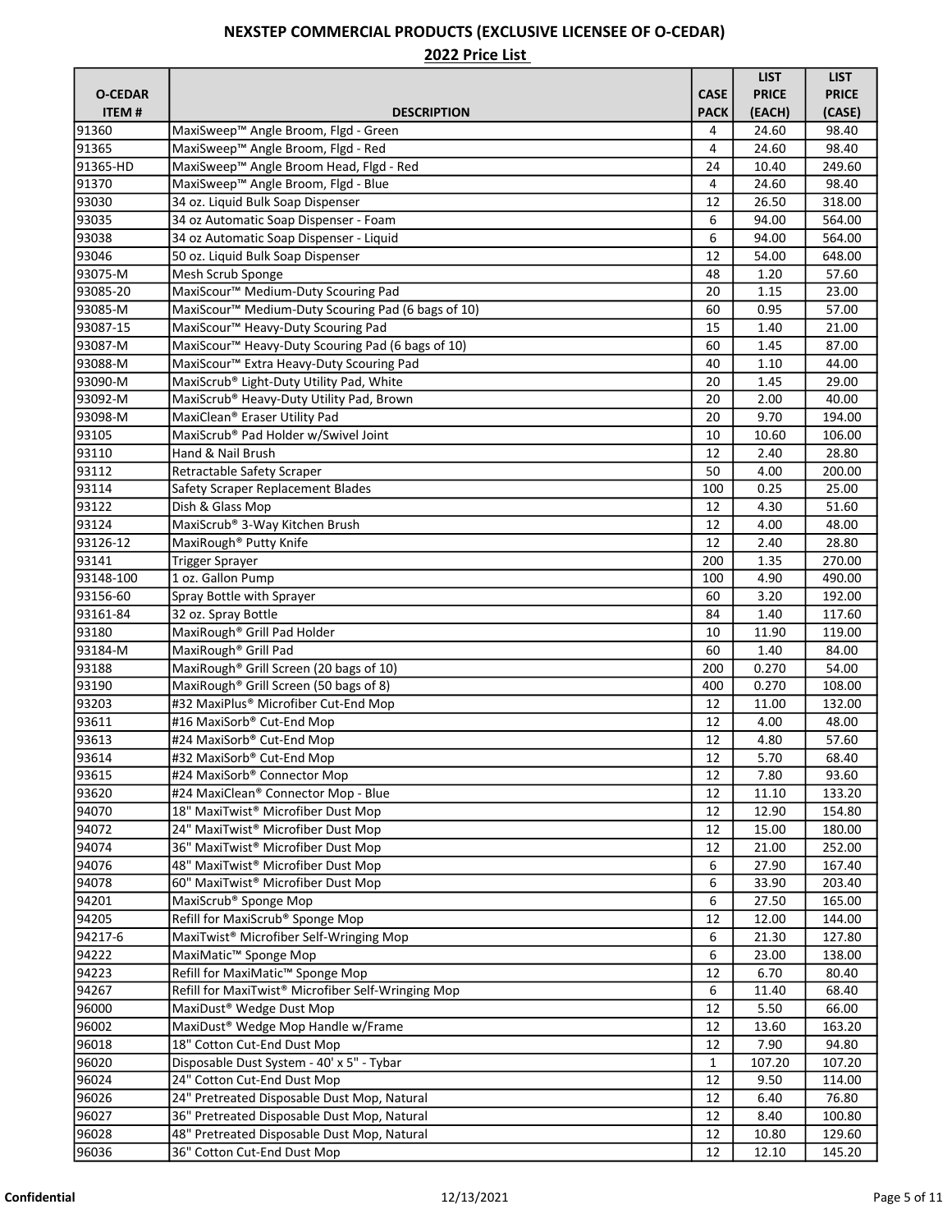# NEXSTEP COMMERCIAL PRODUCTS (EXCLUSIVE LICENSEE OF O-CEDAR)

## 2022 Price List

| O-CEDAR ITEM # | DESCRIPTION | CASE PACK | LIST PRICE (EACH) | LIST PRICE (CASE) |
|---|---|---|---|---|
| 91360 | MaxiSweep™ Angle Broom, Flgd - Green | 4 | 24.60 | 98.40 |
| 91365 | MaxiSweep™ Angle Broom, Flgd - Red | 4 | 24.60 | 98.40 |
| 91365-HD | MaxiSweep™ Angle Broom Head, Flgd - Red | 24 | 10.40 | 249.60 |
| 91370 | MaxiSweep™ Angle Broom, Flgd - Blue | 4 | 24.60 | 98.40 |
| 93030 | 34 oz. Liquid Bulk Soap Dispenser | 12 | 26.50 | 318.00 |
| 93035 | 34 oz Automatic Soap Dispenser - Foam | 6 | 94.00 | 564.00 |
| 93038 | 34 oz Automatic Soap Dispenser - Liquid | 6 | 94.00 | 564.00 |
| 93046 | 50 oz. Liquid Bulk Soap Dispenser | 12 | 54.00 | 648.00 |
| 93075-M | Mesh Scrub Sponge | 48 | 1.20 | 57.60 |
| 93085-20 | MaxiScour™ Medium-Duty Scouring Pad | 20 | 1.15 | 23.00 |
| 93085-M | MaxiScour™ Medium-Duty Scouring Pad (6 bags of 10) | 60 | 0.95 | 57.00 |
| 93087-15 | MaxiScour™ Heavy-Duty Scouring Pad | 15 | 1.40 | 21.00 |
| 93087-M | MaxiScour™ Heavy-Duty Scouring Pad (6 bags of 10) | 60 | 1.45 | 87.00 |
| 93088-M | MaxiScour™ Extra Heavy-Duty Scouring Pad | 40 | 1.10 | 44.00 |
| 93090-M | MaxiScrub® Light-Duty Utility Pad, White | 20 | 1.45 | 29.00 |
| 93092-M | MaxiScrub® Heavy-Duty Utility Pad, Brown | 20 | 2.00 | 40.00 |
| 93098-M | MaxiClean® Eraser Utility Pad | 20 | 9.70 | 194.00 |
| 93105 | MaxiScrub® Pad Holder w/Swivel Joint | 10 | 10.60 | 106.00 |
| 93110 | Hand & Nail Brush | 12 | 2.40 | 28.80 |
| 93112 | Retractable Safety Scraper | 50 | 4.00 | 200.00 |
| 93114 | Safety Scraper Replacement Blades | 100 | 0.25 | 25.00 |
| 93122 | Dish & Glass Mop | 12 | 4.30 | 51.60 |
| 93124 | MaxiScrub® 3-Way Kitchen Brush | 12 | 4.00 | 48.00 |
| 93126-12 | MaxiRough® Putty Knife | 12 | 2.40 | 28.80 |
| 93141 | Trigger Sprayer | 200 | 1.35 | 270.00 |
| 93148-100 | 1 oz. Gallon Pump | 100 | 4.90 | 490.00 |
| 93156-60 | Spray Bottle with Sprayer | 60 | 3.20 | 192.00 |
| 93161-84 | 32 oz. Spray Bottle | 84 | 1.40 | 117.60 |
| 93180 | MaxiRough® Grill Pad Holder | 10 | 11.90 | 119.00 |
| 93184-M | MaxiRough® Grill Pad | 60 | 1.40 | 84.00 |
| 93188 | MaxiRough® Grill Screen (20 bags of 10) | 200 | 0.270 | 54.00 |
| 93190 | MaxiRough® Grill Screen (50 bags of 8) | 400 | 0.270 | 108.00 |
| 93203 | #32 MaxiPlus® Microfiber Cut-End Mop | 12 | 11.00 | 132.00 |
| 93611 | #16 MaxiSorb® Cut-End Mop | 12 | 4.00 | 48.00 |
| 93613 | #24 MaxiSorb® Cut-End Mop | 12 | 4.80 | 57.60 |
| 93614 | #32 MaxiSorb® Cut-End Mop | 12 | 5.70 | 68.40 |
| 93615 | #24 MaxiSorb® Connector Mop | 12 | 7.80 | 93.60 |
| 93620 | #24 MaxiClean® Connector Mop - Blue | 12 | 11.10 | 133.20 |
| 94070 | 18" MaxiTwist® Microfiber Dust Mop | 12 | 12.90 | 154.80 |
| 94072 | 24" MaxiTwist® Microfiber Dust Mop | 12 | 15.00 | 180.00 |
| 94074 | 36" MaxiTwist® Microfiber Dust Mop | 12 | 21.00 | 252.00 |
| 94076 | 48" MaxiTwist® Microfiber Dust Mop | 6 | 27.90 | 167.40 |
| 94078 | 60" MaxiTwist® Microfiber Dust Mop | 6 | 33.90 | 203.40 |
| 94201 | MaxiScrub® Sponge Mop | 6 | 27.50 | 165.00 |
| 94205 | Refill for MaxiScrub® Sponge Mop | 12 | 12.00 | 144.00 |
| 94217-6 | MaxiTwist® Microfiber Self-Wringing Mop | 6 | 21.30 | 127.80 |
| 94222 | MaxiMatic™ Sponge Mop | 6 | 23.00 | 138.00 |
| 94223 | Refill for MaxiMatic™ Sponge Mop | 12 | 6.70 | 80.40 |
| 94267 | Refill for MaxiTwist® Microfiber Self-Wringing Mop | 6 | 11.40 | 68.40 |
| 96000 | MaxiDust® Wedge Dust Mop | 12 | 5.50 | 66.00 |
| 96002 | MaxiDust® Wedge Mop Handle w/Frame | 12 | 13.60 | 163.20 |
| 96018 | 18" Cotton Cut-End Dust Mop | 12 | 7.90 | 94.80 |
| 96020 | Disposable Dust System - 40' x 5" - Tybar | 1 | 107.20 | 107.20 |
| 96024 | 24" Cotton Cut-End Dust Mop | 12 | 9.50 | 114.00 |
| 96026 | 24" Pretreated Disposable Dust Mop, Natural | 12 | 6.40 | 76.80 |
| 96027 | 36" Pretreated Disposable Dust Mop, Natural | 12 | 8.40 | 100.80 |
| 96028 | 48" Pretreated Disposable Dust Mop, Natural | 12 | 10.80 | 129.60 |
| 96036 | 36" Cotton Cut-End Dust Mop | 12 | 12.10 | 145.20 |

**Confidential** 12/13/2021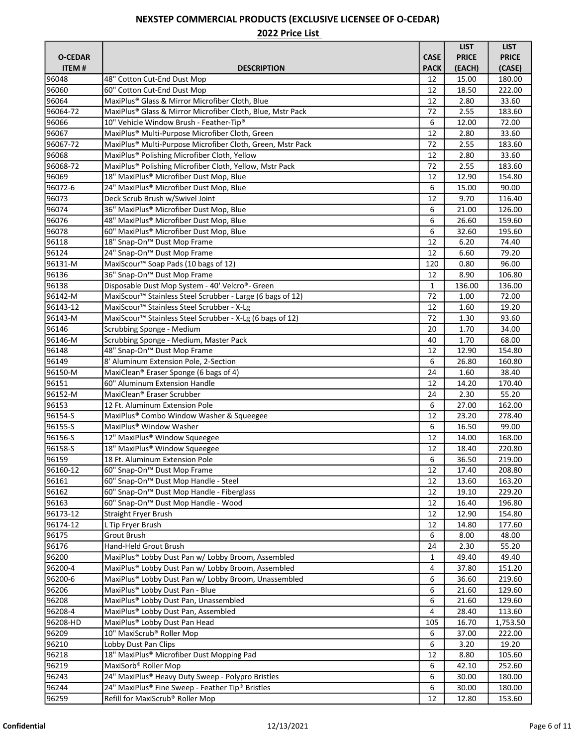# NEXSTEP COMMERCIAL PRODUCTS (EXCLUSIVE LICENSEE OF O-CEDAR)

## 2022 Price List

| O-CEDAR ITEM # | DESCRIPTION | CASE PACK | LIST PRICE (EACH) | LIST PRICE (CASE) |
|---|---|---|---|---|
| 96048 | 48" Cotton Cut-End Dust Mop | 12 | 15.00 | 180.00 |
| 96060 | 60" Cotton Cut-End Dust Mop | 12 | 18.50 | 222.00 |
| 96064 | MaxiPlus® Glass & Mirror Microfiber Cloth, Blue | 12 | 2.80 | 33.60 |
| 96064-72 | MaxiPlus® Glass & Mirror Microfiber Cloth, Blue, Mstr Pack | 72 | 2.55 | 183.60 |
| 96066 | 10" Vehicle Window Brush - Feather-Tip® | 6 | 12.00 | 72.00 |
| 96067 | MaxiPlus® Multi-Purpose Microfiber Cloth, Green | 12 | 2.80 | 33.60 |
| 96067-72 | MaxiPlus® Multi-Purpose Microfiber Cloth, Green, Mstr Pack | 72 | 2.55 | 183.60 |
| 96068 | MaxiPlus® Polishing Microfiber Cloth, Yellow | 12 | 2.80 | 33.60 |
| 96068-72 | MaxiPlus® Polishing Microfiber Cloth, Yellow, Mstr Pack | 72 | 2.55 | 183.60 |
| 96069 | 18" MaxiPlus® Microfiber Dust Mop, Blue | 12 | 12.90 | 154.80 |
| 96072-6 | 24" MaxiPlus® Microfiber Dust Mop, Blue | 6 | 15.00 | 90.00 |
| 96073 | Deck Scrub Brush w/Swivel Joint | 12 | 9.70 | 116.40 |
| 96074 | 36" MaxiPlus® Microfiber Dust Mop, Blue | 6 | 21.00 | 126.00 |
| 96076 | 48" MaxiPlus® Microfiber Dust Mop, Blue | 6 | 26.60 | 159.60 |
| 96078 | 60" MaxiPlus® Microfiber Dust Mop, Blue | 6 | 32.60 | 195.60 |
| 96118 | 18" Snap-On™ Dust Mop Frame | 12 | 6.20 | 74.40 |
| 96124 | 24" Snap-On™ Dust Mop Frame | 12 | 6.60 | 79.20 |
| 96131-M | MaxiScour™ Soap Pads (10 bags of 12) | 120 | 0.80 | 96.00 |
| 96136 | 36" Snap-On™ Dust Mop Frame | 12 | 8.90 | 106.80 |
| 96138 | Disposable Dust Mop System - 40' Velcro®- Green | 1 | 136.00 | 136.00 |
| 96142-M | MaxiScour™ Stainless Steel Scrubber - Large (6 bags of 12) | 72 | 1.00 | 72.00 |
| 96143-12 | MaxiScour™ Stainless Steel Scrubber - X-Lg | 12 | 1.60 | 19.20 |
| 96143-M | MaxiScour™ Stainless Steel Scrubber - X-Lg (6 bags of 12) | 72 | 1.30 | 93.60 |
| 96146 | Scrubbing Sponge - Medium | 20 | 1.70 | 34.00 |
| 96146-M | Scrubbing Sponge - Medium, Master Pack | 40 | 1.70 | 68.00 |
| 96148 | 48" Snap-On™ Dust Mop Frame | 12 | 12.90 | 154.80 |
| 96149 | 8' Aluminum Extension Pole, 2-Section | 6 | 26.80 | 160.80 |
| 96150-M | MaxiClean® Eraser Sponge (6 bags of 4) | 24 | 1.60 | 38.40 |
| 96151 | 60" Aluminum Extension Handle | 12 | 14.20 | 170.40 |
| 96152-M | MaxiClean® Eraser Scrubber | 24 | 2.30 | 55.20 |
| 96153 | 12 Ft. Aluminum Extension Pole | 6 | 27.00 | 162.00 |
| 96154-S | MaxiPlus® Combo Window Washer & Squeegee | 12 | 23.20 | 278.40 |
| 96155-S | MaxiPlus® Window Washer | 6 | 16.50 | 99.00 |
| 96156-S | 12" MaxiPlus® Window Squeegee | 12 | 14.00 | 168.00 |
| 96158-S | 18" MaxiPlus® Window Squeegee | 12 | 18.40 | 220.80 |
| 96159 | 18 Ft. Aluminum Extension Pole | 6 | 36.50 | 219.00 |
| 96160-12 | 60" Snap-On™ Dust Mop Frame | 12 | 17.40 | 208.80 |
| 96161 | 60" Snap-On™ Dust Mop Handle - Steel | 12 | 13.60 | 163.20 |
| 96162 | 60" Snap-On™ Dust Mop Handle - Fiberglass | 12 | 19.10 | 229.20 |
| 96163 | 60" Snap-On™ Dust Mop Handle - Wood | 12 | 16.40 | 196.80 |
| 96173-12 | Straight Fryer Brush | 12 | 12.90 | 154.80 |
| 96174-12 | L Tip Fryer Brush | 12 | 14.80 | 177.60 |
| 96175 | Grout Brush | 6 | 8.00 | 48.00 |
| 96176 | Hand-Held Grout Brush | 24 | 2.30 | 55.20 |
| 96200 | MaxiPlus® Lobby Dust Pan w/ Lobby Broom, Assembled | 1 | 49.40 | 49.40 |
| 96200-4 | MaxiPlus® Lobby Dust Pan w/ Lobby Broom, Assembled | 4 | 37.80 | 151.20 |
| 96200-6 | MaxiPlus® Lobby Dust Pan w/ Lobby Broom, Unassembled | 6 | 36.60 | 219.60 |
| 96206 | MaxiPlus® Lobby Dust Pan - Blue | 6 | 21.60 | 129.60 |
| 96208 | MaxiPlus® Lobby Dust Pan, Unassembled | 6 | 21.60 | 129.60 |
| 96208-4 | MaxiPlus® Lobby Dust Pan, Assembled | 4 | 28.40 | 113.60 |
| 96208-HD | MaxiPlus® Lobby Dust Pan Head | 105 | 16.70 | 1,753.50 |
| 96209 | 10" MaxiScrub® Roller Mop | 6 | 37.00 | 222.00 |
| 96210 | Lobby Dust Pan Clips | 6 | 3.20 | 19.20 |
| 96218 | 18" MaxiPlus® Microfiber Dust Mopping Pad | 12 | 8.80 | 105.60 |
| 96219 | MaxiSorb® Roller Mop | 6 | 42.10 | 252.60 |
| 96243 | 24" MaxiPlus® Heavy Duty Sweep - Polypro Bristles | 6 | 30.00 | 180.00 |
| 96244 | 24" MaxiPlus® Fine Sweep - Feather Tip® Bristles | 6 | 30.00 | 180.00 |
| 96259 | Refill for MaxiScrub® Roller Mop | 12 | 12.80 | 153.60 |

**Confidential** 12/13/2021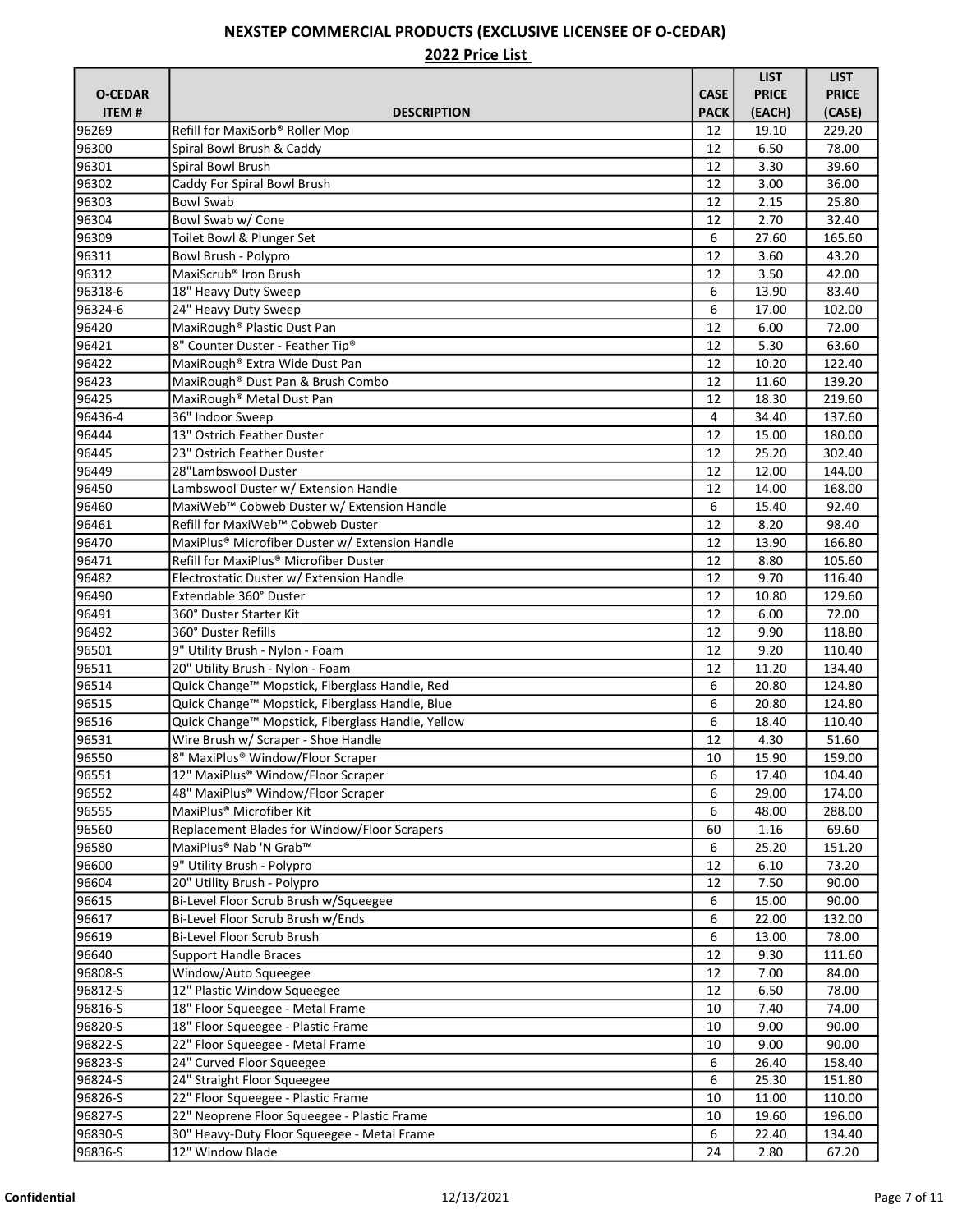# NEXSTEP COMMERCIAL PRODUCTS (EXCLUSIVE LICENSEE OF O-CEDAR)

## 2022 Price List

| O-CEDAR ITEM # | DESCRIPTION | CASE PACK | LIST PRICE (EACH) | LIST PRICE (CASE) |
|---|---|---|---|---|
| 96269 | Refill for MaxiSorb® Roller Mop | 12 | 19.10 | 229.20 |
| 96300 | Spiral Bowl Brush & Caddy | 12 | 6.50 | 78.00 |
| 96301 | Spiral Bowl Brush | 12 | 3.30 | 39.60 |
| 96302 | Caddy For Spiral Bowl Brush | 12 | 3.00 | 36.00 |
| 96303 | Bowl Swab | 12 | 2.15 | 25.80 |
| 96304 | Bowl Swab w/ Cone | 12 | 2.70 | 32.40 |
| 96309 | Toilet Bowl & Plunger Set | 6 | 27.60 | 165.60 |
| 96311 | Bowl Brush - Polypro | 12 | 3.60 | 43.20 |
| 96312 | MaxiScrub® Iron Brush | 12 | 3.50 | 42.00 |
| 96318-6 | 18" Heavy Duty Sweep | 6 | 13.90 | 83.40 |
| 96324-6 | 24" Heavy Duty Sweep | 6 | 17.00 | 102.00 |
| 96420 | MaxiRough® Plastic Dust Pan | 12 | 6.00 | 72.00 |
| 96421 | 8" Counter Duster - Feather Tip® | 12 | 5.30 | 63.60 |
| 96422 | MaxiRough® Extra Wide Dust Pan | 12 | 10.20 | 122.40 |
| 96423 | MaxiRough® Dust Pan & Brush Combo | 12 | 11.60 | 139.20 |
| 96425 | MaxiRough® Metal Dust Pan | 12 | 18.30 | 219.60 |
| 96436-4 | 36" Indoor Sweep | 4 | 34.40 | 137.60 |
| 96444 | 13" Ostrich Feather Duster | 12 | 15.00 | 180.00 |
| 96445 | 23" Ostrich Feather Duster | 12 | 25.20 | 302.40 |
| 96449 | 28"Lambswool Duster | 12 | 12.00 | 144.00 |
| 96450 | Lambswool Duster w/ Extension Handle | 12 | 14.00 | 168.00 |
| 96460 | MaxiWeb™ Cobweb Duster w/ Extension Handle | 6 | 15.40 | 92.40 |
| 96461 | Refill for MaxiWeb™ Cobweb Duster | 12 | 8.20 | 98.40 |
| 96470 | MaxiPlus® Microfiber Duster w/ Extension Handle | 12 | 13.90 | 166.80 |
| 96471 | Refill for MaxiPlus® Microfiber Duster | 12 | 8.80 | 105.60 |
| 96482 | Electrostatic Duster w/ Extension Handle | 12 | 9.70 | 116.40 |
| 96490 | Extendable 360° Duster | 12 | 10.80 | 129.60 |
| 96491 | 360° Duster Starter Kit | 12 | 6.00 | 72.00 |
| 96492 | 360° Duster Refills | 12 | 9.90 | 118.80 |
| 96501 | 9" Utility Brush - Nylon - Foam | 12 | 9.20 | 110.40 |
| 96511 | 20" Utility Brush - Nylon - Foam | 12 | 11.20 | 134.40 |
| 96514 | Quick Change™ Mopstick, Fiberglass Handle, Red | 6 | 20.80 | 124.80 |
| 96515 | Quick Change™ Mopstick, Fiberglass Handle, Blue | 6 | 20.80 | 124.80 |
| 96516 | Quick Change™ Mopstick, Fiberglass Handle, Yellow | 6 | 18.40 | 110.40 |
| 96531 | Wire Brush w/ Scraper - Shoe Handle | 12 | 4.30 | 51.60 |
| 96550 | 8" MaxiPlus® Window/Floor Scraper | 10 | 15.90 | 159.00 |
| 96551 | 12" MaxiPlus® Window/Floor Scraper | 6 | 17.40 | 104.40 |
| 96552 | 48" MaxiPlus® Window/Floor Scraper | 6 | 29.00 | 174.00 |
| 96555 | MaxiPlus® Microfiber Kit | 6 | 48.00 | 288.00 |
| 96560 | Replacement Blades for Window/Floor Scrapers | 60 | 1.16 | 69.60 |
| 96580 | MaxiPlus® Nab 'N Grab™ | 6 | 25.20 | 151.20 |
| 96600 | 9" Utility Brush - Polypro | 12 | 6.10 | 73.20 |
| 96604 | 20" Utility Brush - Polypro | 12 | 7.50 | 90.00 |
| 96615 | Bi-Level Floor Scrub Brush w/Squeegee | 6 | 15.00 | 90.00 |
| 96617 | Bi-Level Floor Scrub Brush w/Ends | 6 | 22.00 | 132.00 |
| 96619 | Bi-Level Floor Scrub Brush | 6 | 13.00 | 78.00 |
| 96640 | Support Handle Braces | 12 | 9.30 | 111.60 |
| 96808-S | Window/Auto Squeegee | 12 | 7.00 | 84.00 |
| 96812-S | 12" Plastic Window Squeegee | 12 | 6.50 | 78.00 |
| 96816-S | 18" Floor Squeegee - Metal Frame | 10 | 7.40 | 74.00 |
| 96820-S | 18" Floor Squeegee - Plastic Frame | 10 | 9.00 | 90.00 |
| 96822-S | 22" Floor Squeegee - Metal Frame | 10 | 9.00 | 90.00 |
| 96823-S | 24" Curved Floor Squeegee | 6 | 26.40 | 158.40 |
| 96824-S | 24" Straight Floor Squeegee | 6 | 25.30 | 151.80 |
| 96826-S | 22" Floor Squeegee - Plastic Frame | 10 | 11.00 | 110.00 |
| 96827-S | 22" Neoprene Floor Squeegee - Plastic Frame | 10 | 19.60 | 196.00 |
| 96830-S | 30" Heavy-Duty Floor Squeegee - Metal Frame | 6 | 22.40 | 134.40 |
| 96836-S | 12" Window Blade | 24 | 2.80 | 67.20 |

**Confidential** 12/13/2021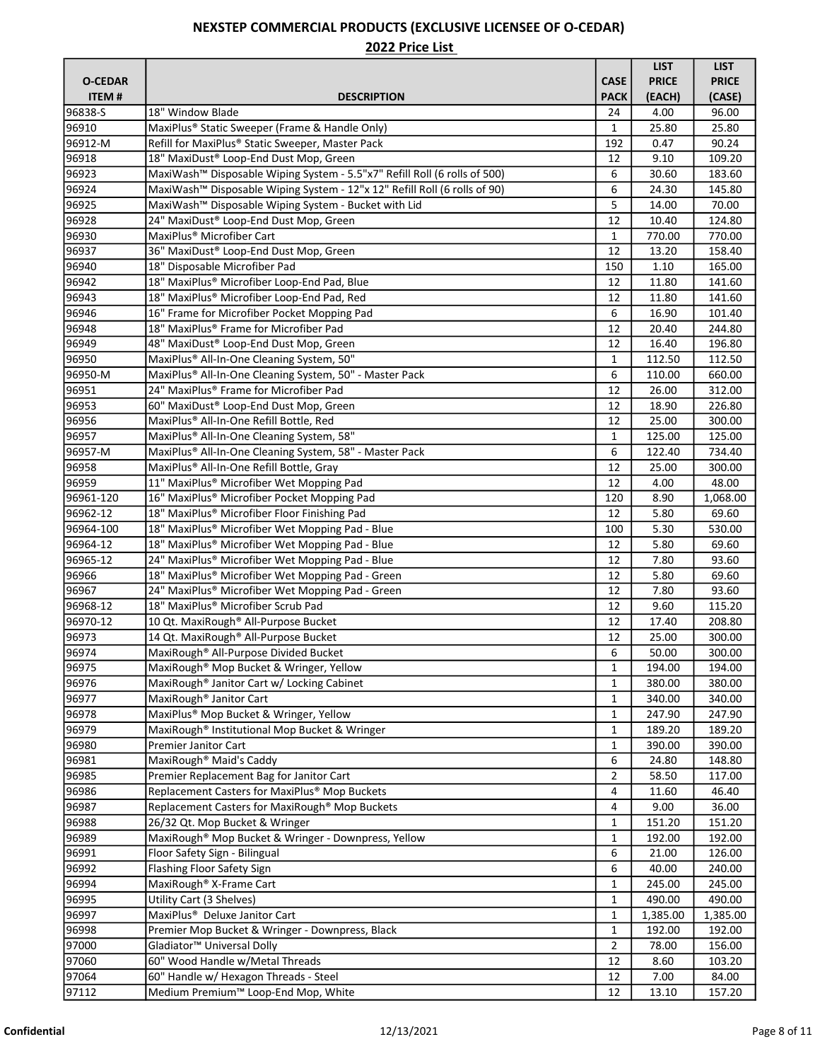# NEXSTEP COMMERCIAL PRODUCTS (EXCLUSIVE LICENSEE OF O-CEDAR)

## 2022 Price List

| O-CEDAR ITEM # | DESCRIPTION | CASE PACK | LIST PRICE (EACH) | LIST PRICE (CASE) |
|---|---|---|---|---|
| 96838-S | 18" Window Blade | 24 | 4.00 | 96.00 |
| 96910 | MaxiPlus® Static Sweeper (Frame & Handle Only) | 1 | 25.80 | 25.80 |
| 96912-M | Refill for MaxiPlus® Static Sweeper, Master Pack | 192 | 0.47 | 90.24 |
| 96918 | 18" MaxiDust® Loop-End Dust Mop, Green | 12 | 9.10 | 109.20 |
| 96923 | MaxiWash™ Disposable Wiping System - 5.5"x7" Refill Roll (6 rolls of 500) | 6 | 30.60 | 183.60 |
| 96924 | MaxiWash™ Disposable Wiping System - 12"x 12" Refill Roll (6 rolls of 90) | 6 | 24.30 | 145.80 |
| 96925 | MaxiWash™ Disposable Wiping System - Bucket with Lid | 5 | 14.00 | 70.00 |
| 96928 | 24" MaxiDust® Loop-End Dust Mop, Green | 12 | 10.40 | 124.80 |
| 96930 | MaxiPlus® Microfiber Cart | 1 | 770.00 | 770.00 |
| 96937 | 36" MaxiDust® Loop-End Dust Mop, Green | 12 | 13.20 | 158.40 |
| 96940 | 18" Disposable Microfiber Pad | 150 | 1.10 | 165.00 |
| 96942 | 18" MaxiPlus® Microfiber Loop-End Pad, Blue | 12 | 11.80 | 141.60 |
| 96943 | 18" MaxiPlus® Microfiber Loop-End Pad, Red | 12 | 11.80 | 141.60 |
| 96946 | 16" Frame for Microfiber Pocket Mopping Pad | 6 | 16.90 | 101.40 |
| 96948 | 18" MaxiPlus® Frame for Microfiber Pad | 12 | 20.40 | 244.80 |
| 96949 | 48" MaxiDust® Loop-End Dust Mop, Green | 12 | 16.40 | 196.80 |
| 96950 | MaxiPlus® All-In-One Cleaning System, 50" | 1 | 112.50 | 112.50 |
| 96950-M | MaxiPlus® All-In-One Cleaning System, 50" - Master Pack | 6 | 110.00 | 660.00 |
| 96951 | 24" MaxiPlus® Frame for Microfiber Pad | 12 | 26.00 | 312.00 |
| 96953 | 60" MaxiDust® Loop-End Dust Mop, Green | 12 | 18.90 | 226.80 |
| 96956 | MaxiPlus® All-In-One Refill Bottle, Red | 12 | 25.00 | 300.00 |
| 96957 | MaxiPlus® All-In-One Cleaning System, 58" | 1 | 125.00 | 125.00 |
| 96957-M | MaxiPlus® All-In-One Cleaning System, 58" - Master Pack | 6 | 122.40 | 734.40 |
| 96958 | MaxiPlus® All-In-One Refill Bottle, Gray | 12 | 25.00 | 300.00 |
| 96959 | 11" MaxiPlus® Microfiber Wet Mopping Pad | 12 | 4.00 | 48.00 |
| 96961-120 | 16" MaxiPlus® Microfiber Pocket Mopping Pad | 120 | 8.90 | 1,068.00 |
| 96962-12 | 18" MaxiPlus® Microfiber Floor Finishing Pad | 12 | 5.80 | 69.60 |
| 96964-100 | 18" MaxiPlus® Microfiber Wet Mopping Pad - Blue | 100 | 5.30 | 530.00 |
| 96964-12 | 18" MaxiPlus® Microfiber Wet Mopping Pad - Blue | 12 | 5.80 | 69.60 |
| 96965-12 | 24" MaxiPlus® Microfiber Wet Mopping Pad - Blue | 12 | 7.80 | 93.60 |
| 96966 | 18" MaxiPlus® Microfiber Wet Mopping Pad - Green | 12 | 5.80 | 69.60 |
| 96967 | 24" MaxiPlus® Microfiber Wet Mopping Pad - Green | 12 | 7.80 | 93.60 |
| 96968-12 | 18" MaxiPlus® Microfiber Scrub Pad | 12 | 9.60 | 115.20 |
| 96970-12 | 10 Qt. MaxiRough® All-Purpose Bucket | 12 | 17.40 | 208.80 |
| 96973 | 14 Qt. MaxiRough® All-Purpose Bucket | 12 | 25.00 | 300.00 |
| 96974 | MaxiRough® All-Purpose Divided Bucket | 6 | 50.00 | 300.00 |
| 96975 | MaxiRough® Mop Bucket & Wringer, Yellow | 1 | 194.00 | 194.00 |
| 96976 | MaxiRough® Janitor Cart w/ Locking Cabinet | 1 | 380.00 | 380.00 |
| 96977 | MaxiRough® Janitor Cart | 1 | 340.00 | 340.00 |
| 96978 | MaxiPlus® Mop Bucket & Wringer, Yellow | 1 | 247.90 | 247.90 |
| 96979 | MaxiRough® Institutional Mop Bucket & Wringer | 1 | 189.20 | 189.20 |
| 96980 | Premier Janitor Cart | 1 | 390.00 | 390.00 |
| 96981 | MaxiRough® Maid's Caddy | 6 | 24.80 | 148.80 |
| 96985 | Premier Replacement Bag for Janitor Cart | 2 | 58.50 | 117.00 |
| 96986 | Replacement Casters for MaxiPlus® Mop Buckets | 4 | 11.60 | 46.40 |
| 96987 | Replacement Casters for MaxiRough® Mop Buckets | 4 | 9.00 | 36.00 |
| 96988 | 26/32 Qt. Mop Bucket & Wringer | 1 | 151.20 | 151.20 |
| 96989 | MaxiRough® Mop Bucket & Wringer - Downpress, Yellow | 1 | 192.00 | 192.00 |
| 96991 | Floor Safety Sign - Bilingual | 6 | 21.00 | 126.00 |
| 96992 | Flashing Floor Safety Sign | 6 | 40.00 | 240.00 |
| 96994 | MaxiRough® X-Frame Cart | 1 | 245.00 | 245.00 |
| 96995 | Utility Cart (3 Shelves) | 1 | 490.00 | 490.00 |
| 96997 | MaxiPlus® Deluxe Janitor Cart | 1 | 1,385.00 | 1,385.00 |
| 96998 | Premier Mop Bucket & Wringer - Downpress, Black | 1 | 192.00 | 192.00 |
| 97000 | Gladiator™ Universal Dolly | 2 | 78.00 | 156.00 |
| 97060 | 60" Wood Handle w/Metal Threads | 12 | 8.60 | 103.20 |
| 97064 | 60" Handle w/ Hexagon Threads - Steel | 12 | 7.00 | 84.00 |
| 97112 | Medium Premium™ Loop-End Mop, White | 12 | 13.10 | 157.20 |

Confidential 12/13/2021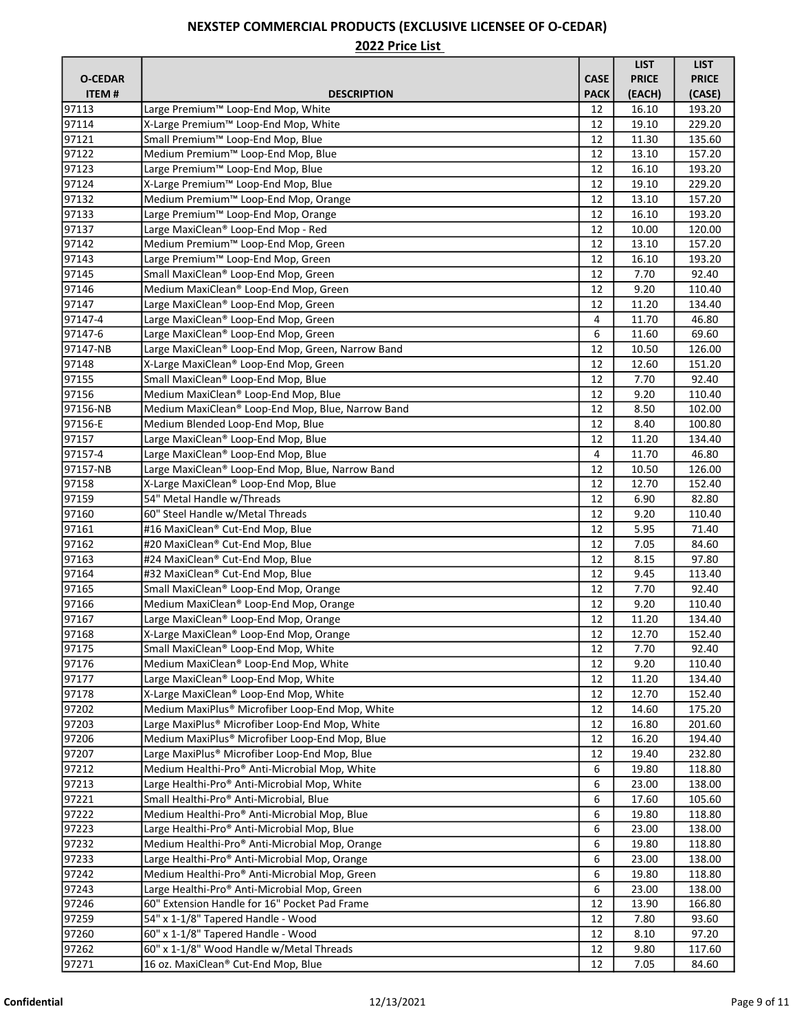## NEXSTEP COMMERCIAL PRODUCTS (EXCLUSIVE LICENSEE OF O-CEDAR)

**2022 Price List**

| O-CEDAR ITEM # | DESCRIPTION | CASE PACK | LIST PRICE (EACH) | LIST PRICE (CASE) |
|---|---|---|---|---|
| 97113 | Large Premium™ Loop-End Mop, White | 12 | 16.10 | 193.20 |
| 97114 | X-Large Premium™ Loop-End Mop, White | 12 | 19.10 | 229.20 |
| 97121 | Small Premium™ Loop-End Mop, Blue | 12 | 11.30 | 135.60 |
| 97122 | Medium Premium™ Loop-End Mop, Blue | 12 | 13.10 | 157.20 |
| 97123 | Large Premium™ Loop-End Mop, Blue | 12 | 16.10 | 193.20 |
| 97124 | X-Large Premium™ Loop-End Mop, Blue | 12 | 19.10 | 229.20 |
| 97132 | Medium Premium™ Loop-End Mop, Orange | 12 | 13.10 | 157.20 |
| 97133 | Large Premium™ Loop-End Mop, Orange | 12 | 16.10 | 193.20 |
| 97137 | Large MaxiClean® Loop-End Mop - Red | 12 | 10.00 | 120.00 |
| 97142 | Medium Premium™ Loop-End Mop, Green | 12 | 13.10 | 157.20 |
| 97143 | Large Premium™ Loop-End Mop, Green | 12 | 16.10 | 193.20 |
| 97145 | Small MaxiClean® Loop-End Mop, Green | 12 | 7.70 | 92.40 |
| 97146 | Medium MaxiClean® Loop-End Mop, Green | 12 | 9.20 | 110.40 |
| 97147 | Large MaxiClean® Loop-End Mop, Green | 12 | 11.20 | 134.40 |
| 97147-4 | Large MaxiClean® Loop-End Mop, Green | 4 | 11.70 | 46.80 |
| 97147-6 | Large MaxiClean® Loop-End Mop, Green | 6 | 11.60 | 69.60 |
| 97147-NB | Large MaxiClean® Loop-End Mop, Green, Narrow Band | 12 | 10.50 | 126.00 |
| 97148 | X-Large MaxiClean® Loop-End Mop, Green | 12 | 12.60 | 151.20 |
| 97155 | Small MaxiClean® Loop-End Mop, Blue | 12 | 7.70 | 92.40 |
| 97156 | Medium MaxiClean® Loop-End Mop, Blue | 12 | 9.20 | 110.40 |
| 97156-NB | Medium MaxiClean® Loop-End Mop, Blue, Narrow Band | 12 | 8.50 | 102.00 |
| 97156-E | Medium Blended Loop-End Mop, Blue | 12 | 8.40 | 100.80 |
| 97157 | Large MaxiClean® Loop-End Mop, Blue | 12 | 11.20 | 134.40 |
| 97157-4 | Large MaxiClean® Loop-End Mop, Blue | 4 | 11.70 | 46.80 |
| 97157-NB | Large MaxiClean® Loop-End Mop, Blue, Narrow Band | 12 | 10.50 | 126.00 |
| 97158 | X-Large MaxiClean® Loop-End Mop, Blue | 12 | 12.70 | 152.40 |
| 97159 | 54" Metal Handle w/Threads | 12 | 6.90 | 82.80 |
| 97160 | 60" Steel Handle w/Metal Threads | 12 | 9.20 | 110.40 |
| 97161 | #16 MaxiClean® Cut-End Mop, Blue | 12 | 5.95 | 71.40 |
| 97162 | #20 MaxiClean® Cut-End Mop, Blue | 12 | 7.05 | 84.60 |
| 97163 | #24 MaxiClean® Cut-End Mop, Blue | 12 | 8.15 | 97.80 |
| 97164 | #32 MaxiClean® Cut-End Mop, Blue | 12 | 9.45 | 113.40 |
| 97165 | Small MaxiClean® Loop-End Mop, Orange | 12 | 7.70 | 92.40 |
| 97166 | Medium MaxiClean® Loop-End Mop, Orange | 12 | 9.20 | 110.40 |
| 97167 | Large MaxiClean® Loop-End Mop, Orange | 12 | 11.20 | 134.40 |
| 97168 | X-Large MaxiClean® Loop-End Mop, Orange | 12 | 12.70 | 152.40 |
| 97175 | Small MaxiClean® Loop-End Mop, White | 12 | 7.70 | 92.40 |
| 97176 | Medium MaxiClean® Loop-End Mop, White | 12 | 9.20 | 110.40 |
| 97177 | Large MaxiClean® Loop-End Mop, White | 12 | 11.20 | 134.40 |
| 97178 | X-Large MaxiClean® Loop-End Mop, White | 12 | 12.70 | 152.40 |
| 97202 | Medium MaxiPlus® Microfiber Loop-End Mop, White | 12 | 14.60 | 175.20 |
| 97203 | Large MaxiPlus® Microfiber Loop-End Mop, White | 12 | 16.80 | 201.60 |
| 97206 | Medium MaxiPlus® Microfiber Loop-End Mop, Blue | 12 | 16.20 | 194.40 |
| 97207 | Large MaxiPlus® Microfiber Loop-End Mop, Blue | 12 | 19.40 | 232.80 |
| 97212 | Medium Healthi-Pro® Anti-Microbial Mop, White | 6 | 19.80 | 118.80 |
| 97213 | Large Healthi-Pro® Anti-Microbial Mop, White | 6 | 23.00 | 138.00 |
| 97221 | Small Healthi-Pro® Anti-Microbial, Blue | 6 | 17.60 | 105.60 |
| 97222 | Medium Healthi-Pro® Anti-Microbial Mop, Blue | 6 | 19.80 | 118.80 |
| 97223 | Large Healthi-Pro® Anti-Microbial Mop, Blue | 6 | 23.00 | 138.00 |
| 97232 | Medium Healthi-Pro® Anti-Microbial Mop, Orange | 6 | 19.80 | 118.80 |
| 97233 | Large Healthi-Pro® Anti-Microbial Mop, Orange | 6 | 23.00 | 138.00 |
| 97242 | Medium Healthi-Pro® Anti-Microbial Mop, Green | 6 | 19.80 | 118.80 |
| 97243 | Large Healthi-Pro® Anti-Microbial Mop, Green | 6 | 23.00 | 138.00 |
| 97246 | 60" Extension Handle for 16" Pocket Pad Frame | 12 | 13.90 | 166.80 |
| 97259 | 54" x 1-1/8" Tapered Handle - Wood | 12 | 7.80 | 93.60 |
| 97260 | 60" x 1-1/8" Tapered Handle - Wood | 12 | 8.10 | 97.20 |
| 97262 | 60" x 1-1/8" Wood Handle w/Metal Threads | 12 | 9.80 | 117.60 |
| 97271 | 16 oz. MaxiClean® Cut-End Mop, Blue | 12 | 7.05 | 84.60 |

**Confidential** 12/13/2021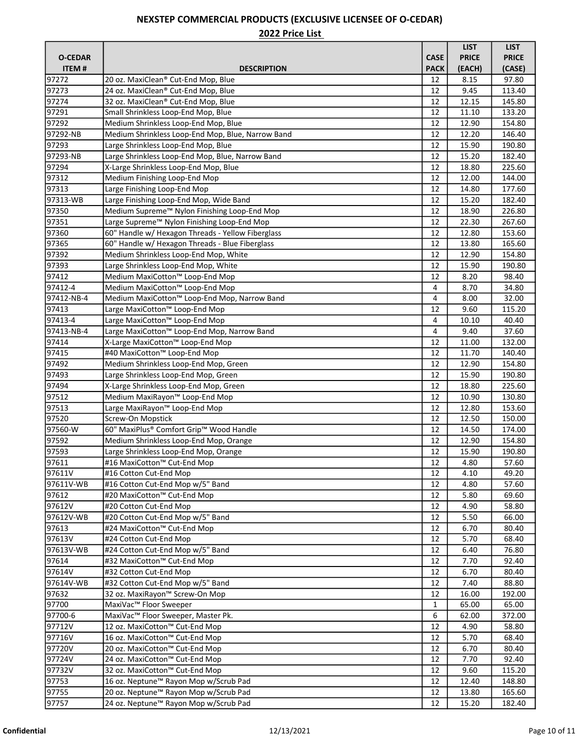# NEXSTEP COMMERCIAL PRODUCTS (EXCLUSIVE LICENSEE OF O-CEDAR)

## 2022 Price List

| O-CEDAR ITEM # | DESCRIPTION | CASE PACK | LIST PRICE (EACH) | LIST PRICE (CASE) |
|---|---|---|---|---|
| 97272 | 20 oz. MaxiClean® Cut-End Mop, Blue | 12 | 8.15 | 97.80 |
| 97273 | 24 oz. MaxiClean® Cut-End Mop, Blue | 12 | 9.45 | 113.40 |
| 97274 | 32 oz. MaxiClean® Cut-End Mop, Blue | 12 | 12.15 | 145.80 |
| 97291 | Small Shrinkless Loop-End Mop, Blue | 12 | 11.10 | 133.20 |
| 97292 | Medium Shrinkless Loop-End Mop, Blue | 12 | 12.90 | 154.80 |
| 97292-NB | Medium Shrinkless Loop-End Mop, Blue, Narrow Band | 12 | 12.20 | 146.40 |
| 97293 | Large Shrinkless Loop-End Mop, Blue | 12 | 15.90 | 190.80 |
| 97293-NB | Large Shrinkless Loop-End Mop, Blue, Narrow Band | 12 | 15.20 | 182.40 |
| 97294 | X-Large Shrinkless Loop-End Mop, Blue | 12 | 18.80 | 225.60 |
| 97312 | Medium Finishing Loop-End Mop | 12 | 12.00 | 144.00 |
| 97313 | Large Finishing Loop-End Mop | 12 | 14.80 | 177.60 |
| 97313-WB | Large Finishing Loop-End Mop, Wide Band | 12 | 15.20 | 182.40 |
| 97350 | Medium Supreme™ Nylon Finishing Loop-End Mop | 12 | 18.90 | 226.80 |
| 97351 | Large Supreme™ Nylon Finishing Loop-End Mop | 12 | 22.30 | 267.60 |
| 97360 | 60" Handle w/ Hexagon Threads - Yellow Fiberglass | 12 | 12.80 | 153.60 |
| 97365 | 60" Handle w/ Hexagon Threads - Blue Fiberglass | 12 | 13.80 | 165.60 |
| 97392 | Medium Shrinkless Loop-End Mop, White | 12 | 12.90 | 154.80 |
| 97393 | Large Shrinkless Loop-End Mop, White | 12 | 15.90 | 190.80 |
| 97412 | Medium MaxiCotton™ Loop-End Mop | 12 | 8.20 | 98.40 |
| 97412-4 | Medium MaxiCotton™ Loop-End Mop | 4 | 8.70 | 34.80 |
| 97412-NB-4 | Medium MaxiCotton™ Loop-End Mop, Narrow Band | 4 | 8.00 | 32.00 |
| 97413 | Large MaxiCotton™ Loop-End Mop | 12 | 9.60 | 115.20 |
| 97413-4 | Large MaxiCotton™ Loop-End Mop | 4 | 10.10 | 40.40 |
| 97413-NB-4 | Large MaxiCotton™ Loop-End Mop, Narrow Band | 4 | 9.40 | 37.60 |
| 97414 | X-Large MaxiCotton™ Loop-End Mop | 12 | 11.00 | 132.00 |
| 97415 | #40 MaxiCotton™ Loop-End Mop | 12 | 11.70 | 140.40 |
| 97492 | Medium Shrinkless Loop-End Mop, Green | 12 | 12.90 | 154.80 |
| 97493 | Large Shrinkless Loop-End Mop, Green | 12 | 15.90 | 190.80 |
| 97494 | X-Large Shrinkless Loop-End Mop, Green | 12 | 18.80 | 225.60 |
| 97512 | Medium MaxiRayon™ Loop-End Mop | 12 | 10.90 | 130.80 |
| 97513 | Large MaxiRayon™ Loop-End Mop | 12 | 12.80 | 153.60 |
| 97520 | Screw-On Mopstick | 12 | 12.50 | 150.00 |
| 97560-W | 60" MaxiPlus® Comfort Grip™ Wood Handle | 12 | 14.50 | 174.00 |
| 97592 | Medium Shrinkless Loop-End Mop, Orange | 12 | 12.90 | 154.80 |
| 97593 | Large Shrinkless Loop-End Mop, Orange | 12 | 15.90 | 190.80 |
| 97611 | #16 MaxiCotton™ Cut-End Mop | 12 | 4.80 | 57.60 |
| 97611V | #16 Cotton Cut-End Mop | 12 | 4.10 | 49.20 |
| 97611V-WB | #16 Cotton Cut-End Mop w/5" Band | 12 | 4.80 | 57.60 |
| 97612 | #20 MaxiCotton™ Cut-End Mop | 12 | 5.80 | 69.60 |
| 97612V | #20 Cotton Cut-End Mop | 12 | 4.90 | 58.80 |
| 97612V-WB | #20 Cotton Cut-End Mop w/5" Band | 12 | 5.50 | 66.00 |
| 97613 | #24 MaxiCotton™ Cut-End Mop | 12 | 6.70 | 80.40 |
| 97613V | #24 Cotton Cut-End Mop | 12 | 5.70 | 68.40 |
| 97613V-WB | #24 Cotton Cut-End Mop w/5" Band | 12 | 6.40 | 76.80 |
| 97614 | #32 MaxiCotton™ Cut-End Mop | 12 | 7.70 | 92.40 |
| 97614V | #32 Cotton Cut-End Mop | 12 | 6.70 | 80.40 |
| 97614V-WB | #32 Cotton Cut-End Mop w/5" Band | 12 | 7.40 | 88.80 |
| 97632 | 32 oz. MaxiRayon™ Screw-On Mop | 12 | 16.00 | 192.00 |
| 97700 | MaxiVac™ Floor Sweeper | 1 | 65.00 | 65.00 |
| 97700-6 | MaxiVac™ Floor Sweeper, Master Pk. | 6 | 62.00 | 372.00 |
| 97712V | 12 oz. MaxiCotton™ Cut-End Mop | 12 | 4.90 | 58.80 |
| 97716V | 16 oz. MaxiCotton™ Cut-End Mop | 12 | 5.70 | 68.40 |
| 97720V | 20 oz. MaxiCotton™ Cut-End Mop | 12 | 6.70 | 80.40 |
| 97724V | 24 oz. MaxiCotton™ Cut-End Mop | 12 | 7.70 | 92.40 |
| 97732V | 32 oz. MaxiCotton™ Cut-End Mop | 12 | 9.60 | 115.20 |
| 97753 | 16 oz. Neptune™ Rayon Mop w/Scrub Pad | 12 | 12.40 | 148.80 |
| 97755 | 20 oz. Neptune™ Rayon Mop w/Scrub Pad | 12 | 13.80 | 165.60 |
| 97757 | 24 oz. Neptune™ Rayon Mop w/Scrub Pad | 12 | 15.20 | 182.40 |

**Confidential** 12/13/2021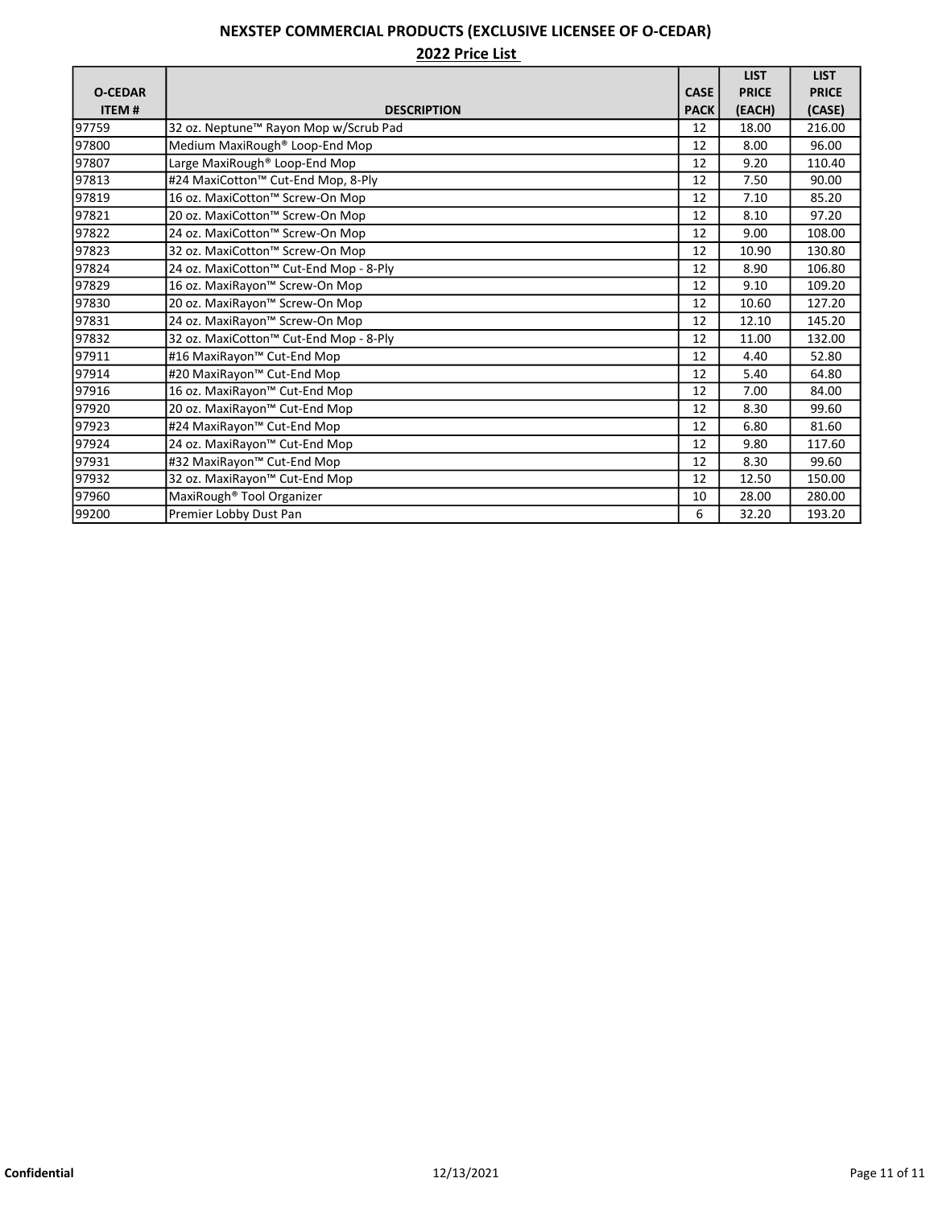## NEXSTEP COMMERCIAL PRODUCTS (EXCLUSIVE LICENSEE OF O-CEDAR)

**2022 Price List**

| O-CEDAR ITEM # | DESCRIPTION | CASE PACK | LIST PRICE (EACH) | LIST PRICE (CASE) |
|---|---|---|---|---|
| 97759 | 32 oz. Neptune™ Rayon Mop w/Scrub Pad | 12 | 18.00 | 216.00 |
| 97800 | Medium MaxiRough® Loop-End Mop | 12 | 8.00 | 96.00 |
| 97807 | Large MaxiRough® Loop-End Mop | 12 | 9.20 | 110.40 |
| 97813 | #24 MaxiCotton™ Cut-End Mop, 8-Ply | 12 | 7.50 | 90.00 |
| 97819 | 16 oz. MaxiCotton™ Screw-On Mop | 12 | 7.10 | 85.20 |
| 97821 | 20 oz. MaxiCotton™ Screw-On Mop | 12 | 8.10 | 97.20 |
| 97822 | 24 oz. MaxiCotton™ Screw-On Mop | 12 | 9.00 | 108.00 |
| 97823 | 32 oz. MaxiCotton™ Screw-On Mop | 12 | 10.90 | 130.80 |
| 97824 | 24 oz. MaxiCotton™ Cut-End Mop - 8-Ply | 12 | 8.90 | 106.80 |
| 97829 | 16 oz. MaxiRayon™ Screw-On Mop | 12 | 9.10 | 109.20 |
| 97830 | 20 oz. MaxiRayon™ Screw-On Mop | 12 | 10.60 | 127.20 |
| 97831 | 24 oz. MaxiRayon™ Screw-On Mop | 12 | 12.10 | 145.20 |
| 97832 | 32 oz. MaxiCotton™ Cut-End Mop - 8-Ply | 12 | 11.00 | 132.00 |
| 97911 | #16 MaxiRayon™ Cut-End Mop | 12 | 4.40 | 52.80 |
| 97914 | #20 MaxiRayon™ Cut-End Mop | 12 | 5.40 | 64.80 |
| 97916 | 16 oz. MaxiRayon™ Cut-End Mop | 12 | 7.00 | 84.00 |
| 97920 | 20 oz. MaxiRayon™ Cut-End Mop | 12 | 8.30 | 99.60 |
| 97923 | #24 MaxiRayon™ Cut-End Mop | 12 | 6.80 | 81.60 |
| 97924 | 24 oz. MaxiRayon™ Cut-End Mop | 12 | 9.80 | 117.60 |
| 97931 | #32 MaxiRayon™ Cut-End Mop | 12 | 8.30 | 99.60 |
| 97932 | 32 oz. MaxiRayon™ Cut-End Mop | 12 | 12.50 | 150.00 |
| 97960 | MaxiRough® Tool Organizer | 10 | 28.00 | 280.00 |
| 99200 | Premier Lobby Dust Pan | 6 | 32.20 | 193.20 |

**Confidential** 12/13/2021